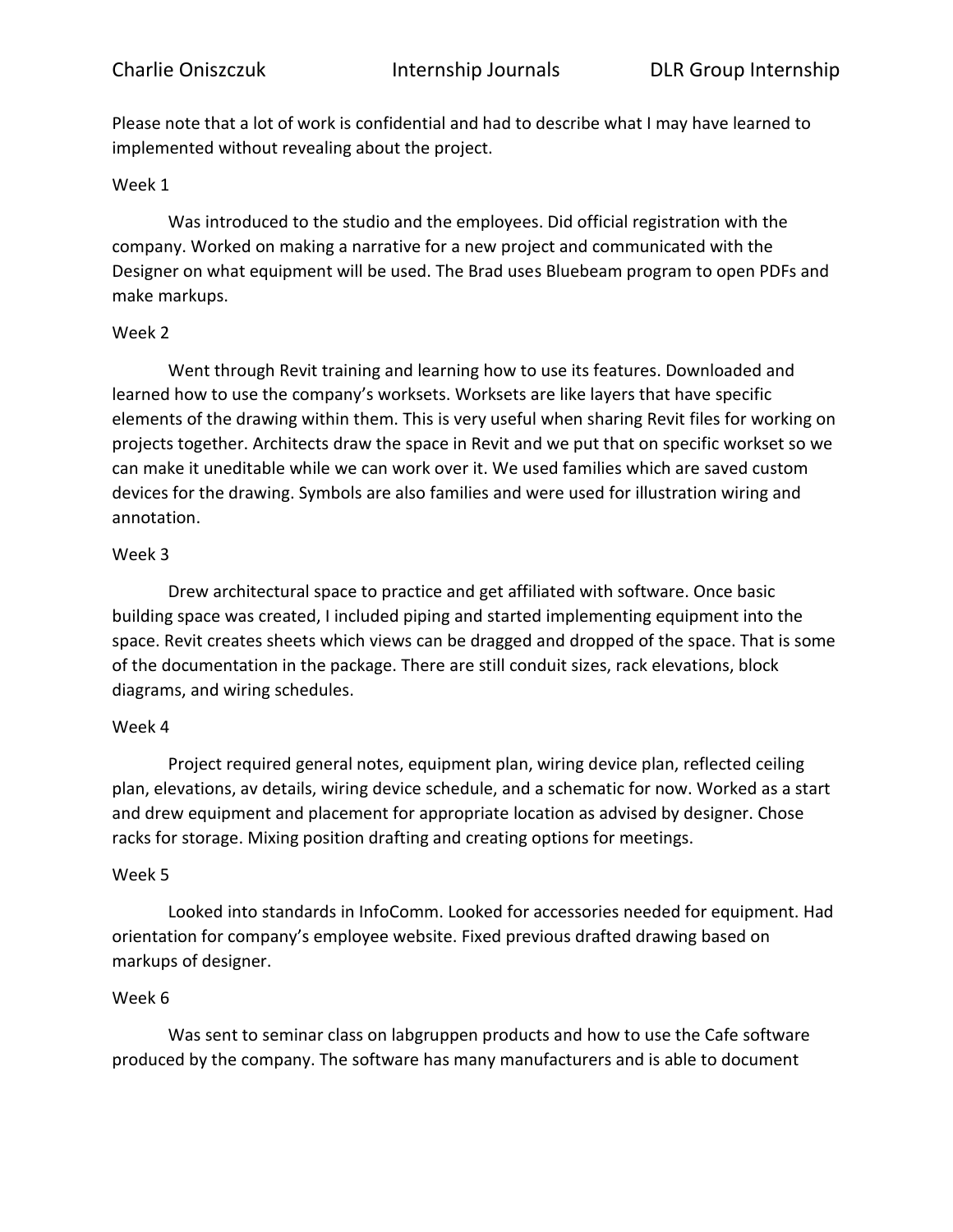Charlie Oniszczuk Internship Journals DLR Group Internship

Please note that a lot of work is confidential and had to describe what I may have learned to implemented without revealing about the project.

Week 1

Was introduced to the studio and the employees. Did official registration with the company. Worked on making a narrative for a new project and communicated with the Designer on what equipment will be used. The Brad uses Bluebeam program to open PDFs and make markups.

Week 2

Went through Revit training and learning how to use its features. Downloaded and learned how to use the company's worksets. Worksets are like layers that have specific elements of the drawing within them. This is very useful when sharing Revit files for working on projects together. Architects draw the space in Revit and we put that on specific workset so we can make it uneditable while we can work over it. We used families which are saved custom devices for the drawing. Symbols are also families and were used for illustration wiring and annotation.

Week 3

Drew architectural space to practice and get affiliated with software. Once basic building space was created, I included piping and started implementing equipment into the space. Revit creates sheets which views can be dragged and dropped of the space. That is some of the documentation in the package. There are still conduit sizes, rack elevations, block diagrams, and wiring schedules.

Week 4

Project required general notes, equipment plan, wiring device plan, reflected ceiling plan, elevations, av details, wiring device schedule, and a schematic for now. Worked as a start and drew equipment and placement for appropriate location as advised by designer. Chose racks for storage. Mixing position drafting and creating options for meetings.

Week 5

Looked into standards in InfoComm. Looked for accessories needed for equipment. Had orientation for company's employee website. Fixed previous drafted drawing based on markups of designer.

Week 6

Was sent to seminar class on labgruppen products and how to use the Cafe software produced by the company. The software has many manufacturers and is able to document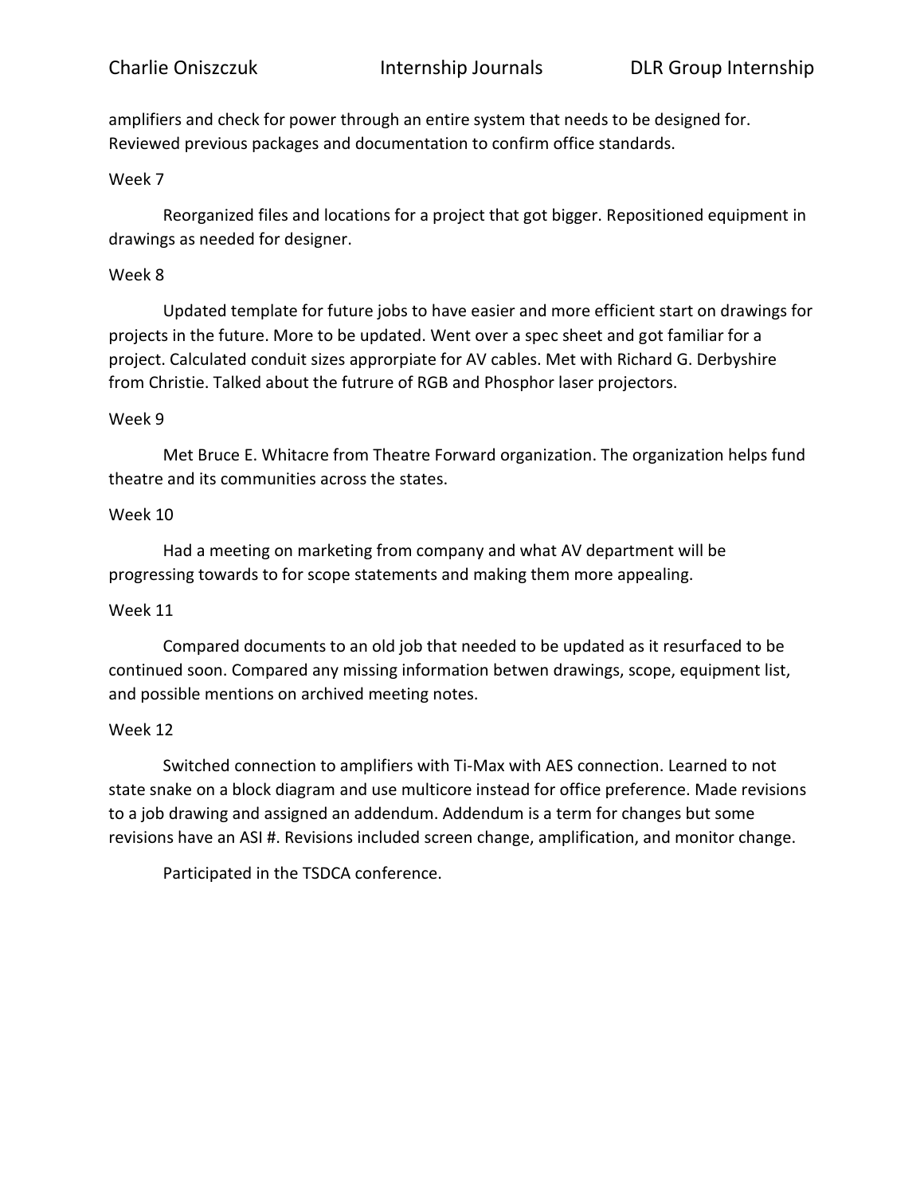amplifiers and check for power through an entire system that needs to be designed for. Reviewed previous packages and documentation to confirm office standards.

Week 7

Reorganized files and locations for a project that got bigger. Repositioned equipment in drawings as needed for designer.

Week 8

Updated template for future jobs to have easier and more efficient start on drawings for projects in the future. More to be updated. Went over a spec sheet and got familiar for a project. Calculated conduit sizes approrpiate for AV cables. Met with Richard G. Derbyshire from Christie. Talked about the futrure of RGB and Phosphor laser projectors.

Week 9

Met Bruce E. Whitacre from Theatre Forward organization. The organization helps fund theatre and its communities across the states.

Week 10

Had a meeting on marketing from company and what AV department will be progressing towards to for scope statements and making them more appealing.

Week 11

Compared documents to an old job that needed to be updated as it resurfaced to be continued soon. Compared any missing information betwen drawings, scope, equipment list, and possible mentions on archived meeting notes.

Week 12

Switched connection to amplifiers with Ti-Max with AES connection. Learned to not state snake on a block diagram and use multicore instead for office preference. Made revisions to a job drawing and assigned an addendum. Addendum is a term for changes but some revisions have an ASI #. Revisions included screen change, amplification, and monitor change.

Participated in the TSDCA conference.